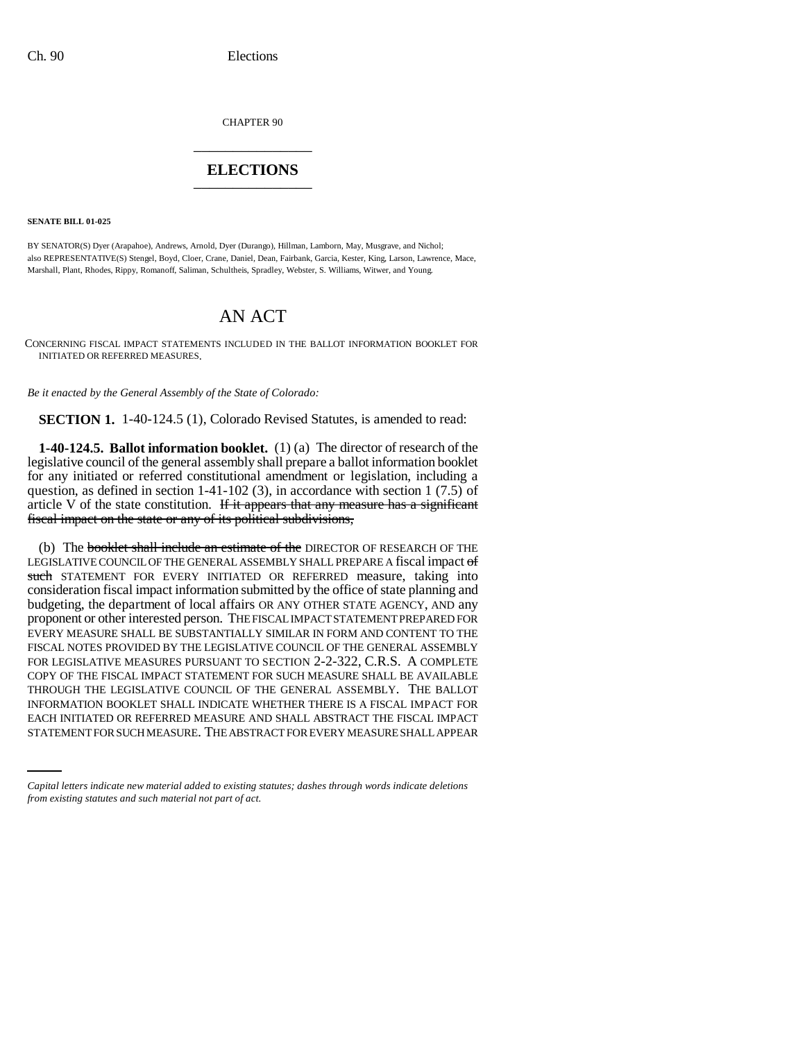CHAPTER 90

# ELECTIONS

**SENATE BILL 01-025**

BY SENATOR(S) Dyer (Arapahoe), Andrews, Arnold, Dyer (Durango), Hillman, Lamborn, May, Musgrave, and Nichol;
also REPRESENTATIVE(S) Stengel, Boyd, Cloer, Crane, Daniel, Dean, Fairbank, Garcia, Kester, King, Larson, Lawrence, Mace, Marshall, Plant, Rhodes, Rippy, Romanoff, Saliman, Schultheis, Spradley, Webster, S. Williams, Witwer, and Young.

## AN ACT

CONCERNING FISCAL IMPACT STATEMENTS INCLUDED IN THE BALLOT INFORMATION BOOKLET FOR INITIATED OR REFERRED MEASURES.

*Be it enacted by the General Assembly of the State of Colorado:*

**SECTION 1.** 1-40-124.5 (1), Colorado Revised Statutes, is amended to read:

**1-40-124.5. Ballot information booklet.** (1) (a) The director of research of the legislative council of the general assembly shall prepare a ballot information booklet for any initiated or referred constitutional amendment or legislation, including a question, as defined in section 1-41-102 (3), in accordance with section 1 (7.5) of article V of the state constitution. ~~If it appears that any measure has a significant fiscal impact on the state or any of its political subdivisions,~~

(b) The ~~booklet shall include an estimate of the~~ DIRECTOR OF RESEARCH OF THE LEGISLATIVE COUNCIL OF THE GENERAL ASSEMBLY SHALL PREPARE A fiscal impact ~~of such~~ STATEMENT FOR EVERY INITIATED OR REFERRED measure, taking into consideration fiscal impact information submitted by the office of state planning and budgeting, the department of local affairs OR ANY OTHER STATE AGENCY, AND any proponent or other interested person. THE FISCAL IMPACT STATEMENT PREPARED FOR EVERY MEASURE SHALL BE SUBSTANTIALLY SIMILAR IN FORM AND CONTENT TO THE FISCAL NOTES PROVIDED BY THE LEGISLATIVE COUNCIL OF THE GENERAL ASSEMBLY FOR LEGISLATIVE MEASURES PURSUANT TO SECTION 2-2-322, C.R.S. A COMPLETE COPY OF THE FISCAL IMPACT STATEMENT FOR SUCH MEASURE SHALL BE AVAILABLE THROUGH THE LEGISLATIVE COUNCIL OF THE GENERAL ASSEMBLY. THE BALLOT INFORMATION BOOKLET SHALL INDICATE WHETHER THERE IS A FISCAL IMPACT FOR EACH INITIATED OR REFERRED MEASURE AND SHALL ABSTRACT THE FISCAL IMPACT STATEMENT FOR SUCH MEASURE. THE ABSTRACT FOR EVERY MEASURE SHALL APPEAR

*Capital letters indicate new material added to existing statutes; dashes through words indicate deletions from existing statutes and such material not part of act.*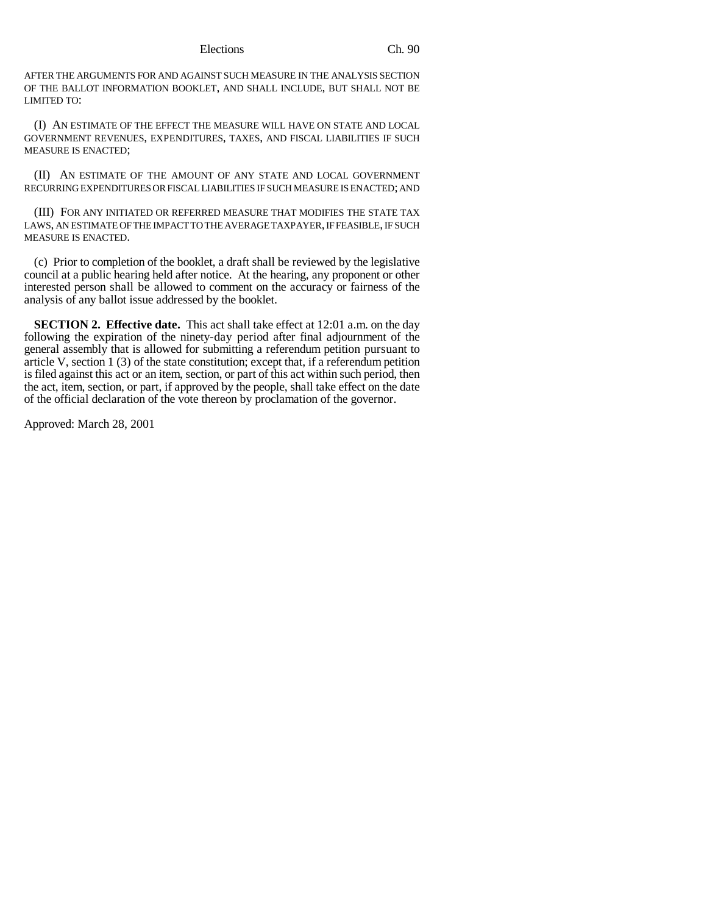AFTER THE ARGUMENTS FOR AND AGAINST SUCH MEASURE IN THE ANALYSIS SECTION OF THE BALLOT INFORMATION BOOKLET, AND SHALL INCLUDE, BUT SHALL NOT BE LIMITED TO:

(I) AN ESTIMATE OF THE EFFECT THE MEASURE WILL HAVE ON STATE AND LOCAL GOVERNMENT REVENUES, EXPENDITURES, TAXES, AND FISCAL LIABILITIES IF SUCH MEASURE IS ENACTED;

(II) AN ESTIMATE OF THE AMOUNT OF ANY STATE AND LOCAL GOVERNMENT RECURRING EXPENDITURES OR FISCAL LIABILITIES IF SUCH MEASURE IS ENACTED; AND

(III) FOR ANY INITIATED OR REFERRED MEASURE THAT MODIFIES THE STATE TAX LAWS, AN ESTIMATE OF THE IMPACT TO THE AVERAGE TAXPAYER, IF FEASIBLE, IF SUCH MEASURE IS ENACTED.

(c) Prior to completion of the booklet, a draft shall be reviewed by the legislative council at a public hearing held after notice. At the hearing, any proponent or other interested person shall be allowed to comment on the accuracy or fairness of the analysis of any ballot issue addressed by the booklet.

**SECTION 2. Effective date.** This act shall take effect at 12:01 a.m. on the day following the expiration of the ninety-day period after final adjournment of the general assembly that is allowed for submitting a referendum petition pursuant to article V, section 1 (3) of the state constitution; except that, if a referendum petition is filed against this act or an item, section, or part of this act within such period, then the act, item, section, or part, if approved by the people, shall take effect on the date of the official declaration of the vote thereon by proclamation of the governor.

Approved: March 28, 2001